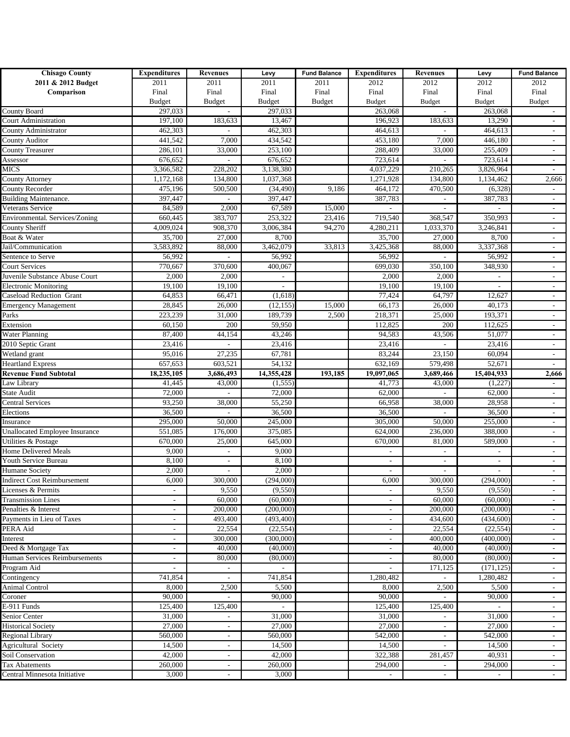| Chisago County 2011 & 2012 Budget Comparison | Expenditures 2011 Final Budget | Revenues 2011 Final Budget | Levy 2011 Final Budget | Fund Balance 2011 Final Budget | Expenditures 2012 Final Budget | Revenues 2012 Final Budget | Levy 2012 Final Budget | Fund Balance 2012 Final Budget |
|---|---|---|---|---|---|---|---|---|
| County Board | 297,033 | - | 297,033 | | 263,068 | - | 263,068 | - |
| Court Administration | 197,100 | 183,633 | 13,467 | | 196,923 | 183,633 | 13,290 | - |
| County Administrator | 462,303 | - | 462,303 | | 464,613 | - | 464,613 | - |
| County Auditor | 441,542 | 7,000 | 434,542 | | 453,180 | 7,000 | 446,180 | - |
| County Treasurer | 286,101 | 33,000 | 253,100 | | 288,409 | 33,000 | 255,409 | - |
| Assessor | 676,652 | - | 676,652 | | 723,614 | - | 723,614 | - |
| MICS | 3,366,582 | 228,202 | 3,138,380 | | 4,037,229 | 210,265 | 3,826,964 | - |
| County Attorney | 1,172,168 | 134,800 | 1,037,368 | | 1,271,928 | 134,800 | 1,134,462 | 2,666 |
| County Recorder | 475,196 | 500,500 | (34,490) | 9,186 | 464,172 | 470,500 | (6,328) | - |
| Building Maintenance. | 397,447 | - | 397,447 | | 387,783 | - | 387,783 | - |
| Veterans Service | 84,589 | 2,000 | 67,589 | 15,000 | - | - | - | - |
| Environmental. Services/Zoning | 660,445 | 383,707 | 253,322 | 23,416 | 719,540 | 368,547 | 350,993 | - |
| County Sheriff | 4,009,024 | 908,370 | 3,006,384 | 94,270 | 4,280,211 | 1,033,370 | 3,246,841 | - |
| Boat & Water | 35,700 | 27,000 | 8,700 | | 35,700 | 27,000 | 8,700 | - |
| Jail/Communication | 3,583,892 | 88,000 | 3,462,079 | 33,813 | 3,425,368 | 88,000 | 3,337,368 | - |
| Sentence to Serve | 56,992 | - | 56,992 | | 56,992 | - | 56,992 | - |
| Court Services | 770,667 | 370,600 | 400,067 | | 699,030 | 350,100 | 348,930 | - |
| Juvenile Substance Abuse Court | 2,000 | 2,000 | - | | 2,000 | 2,000 | - | - |
| Electronic Monitoring | 19,100 | 19,100 | - | | 19,100 | 19,100 | - | - |
| Caseload Reduction Grant | 64,853 | 66,471 | (1,618) | | 77,424 | 64,797 | 12,627 | - |
| Emergency Management | 28,845 | 26,000 | (12,155) | 15,000 | 66,173 | 26,000 | 40,173 | - |
| Parks | 223,239 | 31,000 | 189,739 | 2,500 | 218,371 | 25,000 | 193,371 | - |
| Extension | 60,150 | 200 | 59,950 | | 112,825 | 200 | 112,625 | - |
| Water Planning | 87,400 | 44,154 | 43,246 | | 94,583 | 43,506 | 51,077 | - |
| 2010 Septic Grant | 23,416 | - | 23,416 | | 23,416 | - | 23,416 | - |
| Wetland grant | 95,016 | 27,235 | 67,781 | | 83,244 | 23,150 | 60,094 | - |
| Heartland Express | 657,653 | 603,521 | 54,132 | | 632,169 | 579,498 | 52,671 | - |
| **Revenue Fund Subtotal** | **18,235,105** | **3,686,493** | **14,355,428** | **193,185** | **19,097,065** | **3,689,466** | **15,404,933** | **2,666** |
| Law Library | 41,445 | 43,000 | (1,555) | | 41,773 | 43,000 | (1,227) | - |
| State Audit | 72,000 | - | 72,000 | | 62,000 | - | 62,000 | - |
| Central Services | 93,250 | 38,000 | 55,250 | | 66,958 | 38,000 | 28,958 | - |
| Elections | 36,500 | - | 36,500 | | 36,500 | - | 36,500 | - |
| Insurance | 295,000 | 50,000 | 245,000 | | 305,000 | 50,000 | 255,000 | - |
| Unallocated Employee Insurance | 551,085 | 176,000 | 375,085 | | 624,000 | 236,000 | 388,000 | - |
| Utilities & Postage | 670,000 | 25,000 | 645,000 | | 670,000 | 81,000 | 589,000 | - |
| Home Delivered Meals | 9,000 | - | 9,000 | | - | - | - | - |
| Youth Service Bureau | 8,100 | - | 8,100 | | - | - | - | - |
| Humane Society | 2,000 | - | 2,000 | | - | - | - | - |
| Indirect Cost Reimbursement | 6,000 | 300,000 | (294,000) | | 6,000 | 300,000 | (294,000) | - |
| Licenses & Permits | - | 9,550 | (9,550) | | - | 9,550 | (9,550) | - |
| Transmission Lines | - | 60,000 | (60,000) | | - | 60,000 | (60,000) | - |
| Penalties & Interest | - | 200,000 | (200,000) | | - | 200,000 | (200,000) | - |
| Payments in Lieu of Taxes | - | 493,400 | (493,400) | | - | 434,600 | (434,600) | - |
| PERA Aid | - | 22,554 | (22,554) | | - | 22,554 | (22,554) | - |
| Interest | - | 300,000 | (300,000) | | - | 400,000 | (400,000) | - |
| Deed & Mortgage Tax | - | 40,000 | (40,000) | | - | 40,000 | (40,000) | - |
| Human Services Reimbursements | - | 80,000 | (80,000) | | - | 80,000 | (80,000) | - |
| Program Aid | - | - | - | | - | 171,125 | (171,125) | - |
| Contingency | 741,854 | - | 741,854 | | 1,280,482 | - | 1,280,482 | - |
| Animal Control | 8,000 | 2,500 | 5,500 | | 8,000 | 2,500 | 5,500 | - |
| Coroner | 90,000 | - | 90,000 | | 90,000 | - | 90,000 | - |
| E-911 Funds | 125,400 | 125,400 | - | | 125,400 | 125,400 | - | - |
| Senior Center | 31,000 | - | 31,000 | | 31,000 | - | 31,000 | - |
| Historical Society | 27,000 | - | 27,000 | | 27,000 | - | 27,000 | - |
| Regional Library | 560,000 | - | 560,000 | | 542,000 | - | 542,000 | - |
| Agricultural Society | 14,500 | - | 14,500 | | 14,500 | - | 14,500 | - |
| Soil Conservation | 42,000 | - | 42,000 | | 322,388 | 281,457 | 40,931 | - |
| Tax Abatements | 260,000 | - | 260,000 | | 294,000 | - | 294,000 | - |
| Central Minnesota Initiative | 3,000 | - | 3,000 | | - | - | - | - |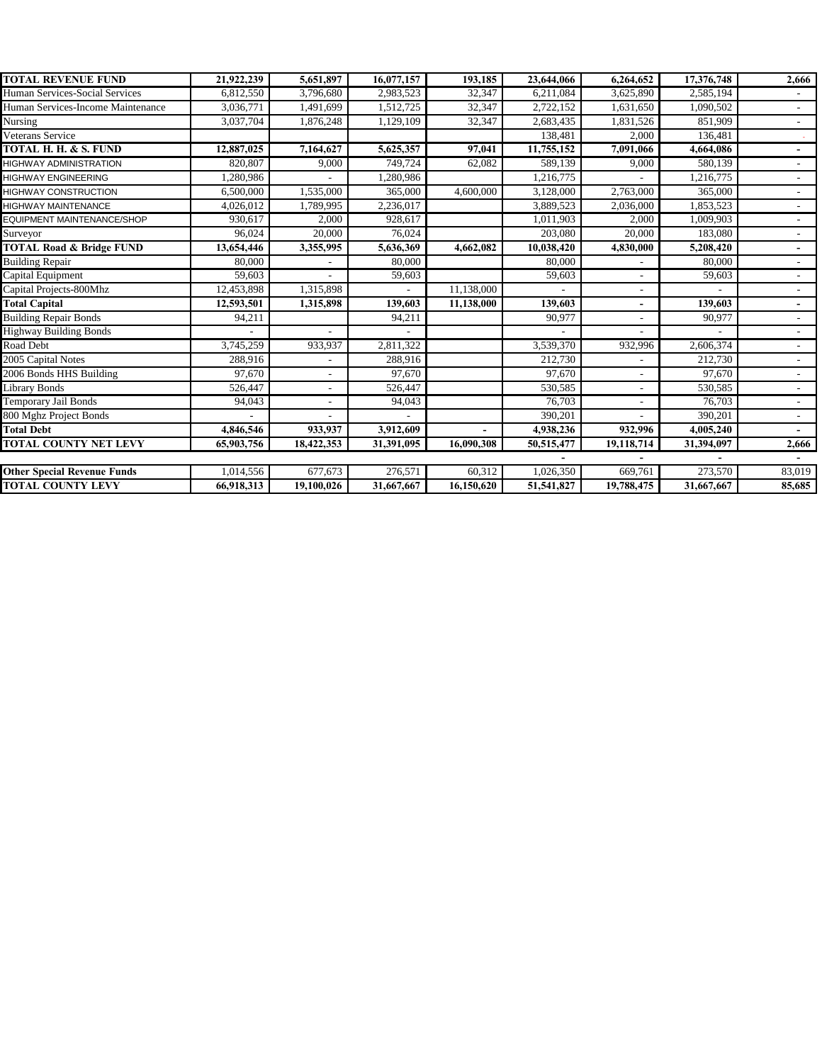| | | | | | | | | |
|---|---|---|---|---|---|---|---|---|
| **TOTAL REVENUE FUND** | **21,922,239** | **5,651,897** | **16,077,157** | **193,185** | **23,644,066** | **6,264,652** | **17,376,748** | **2,666** |
| Human Services-Social Services | 6,812,550 | 3,796,680 | 2,983,523 | 32,347 | 6,211,084 | 3,625,890 | 2,585,194 | - |
| Human Services-Income Maintenance | 3,036,771 | 1,491,699 | 1,512,725 | 32,347 | 2,722,152 | 1,631,650 | 1,090,502 | - |
| Nursing | 3,037,704 | 1,876,248 | 1,129,109 | 32,347 | 2,683,435 | 1,831,526 | 851,909 | - |
| Veterans Service | | | | | 138,481 | 2,000 | 136,481 | - |
| **TOTAL H. H. & S. FUND** | **12,887,025** | **7,164,627** | **5,625,357** | **97,041** | **11,755,152** | **7,091,066** | **4,664,086** | **-** |
| HIGHWAY ADMINISTRATION | 820,807 | 9,000 | 749,724 | 62,082 | 589,139 | 9,000 | 580,139 | - |
| HIGHWAY ENGINEERING | 1,280,986 | - | 1,280,986 | | 1,216,775 | - | 1,216,775 | - |
| HIGHWAY CONSTRUCTION | 6,500,000 | 1,535,000 | 365,000 | 4,600,000 | 3,128,000 | 2,763,000 | 365,000 | - |
| HIGHWAY MAINTENANCE | 4,026,012 | 1,789,995 | 2,236,017 | | 3,889,523 | 2,036,000 | 1,853,523 | - |
| EQUIPMENT MAINTENANCE/SHOP | 930,617 | 2,000 | 928,617 | | 1,011,903 | 2,000 | 1,009,903 | - |
| Surveyor | 96,024 | 20,000 | 76,024 | | 203,080 | 20,000 | 183,080 | - |
| **TOTAL Road & Bridge FUND** | **13,654,446** | **3,355,995** | **5,636,369** | **4,662,082** | **10,038,420** | **4,830,000** | **5,208,420** | **-** |
| Building Repair | 80,000 | - | 80,000 | | 80,000 | - | 80,000 | - |
| Capital Equipment | 59,603 | - | 59,603 | | 59,603 | - | 59,603 | - |
| Capital Projects-800Mhz | 12,453,898 | 1,315,898 | - | 11,138,000 | - | - | - | - |
| **Total Capital** | **12,593,501** | **1,315,898** | **139,603** | **11,138,000** | **139,603** | **-** | **139,603** | **-** |
| Building Repair Bonds | 94,211 | | 94,211 | | 90,977 | - | 90,977 | - |
| Highway Building Bonds | - | - | - | | - | - | - | - |
| Road Debt | 3,745,259 | 933,937 | 2,811,322 | | 3,539,370 | 932,996 | 2,606,374 | - |
| 2005 Capital Notes | 288,916 | - | 288,916 | | 212,730 | - | 212,730 | - |
| 2006 Bonds HHS Building | 97,670 | - | 97,670 | | 97,670 | - | 97,670 | - |
| Library Bonds | 526,447 | - | 526,447 | | 530,585 | - | 530,585 | - |
| Temporary Jail Bonds | 94,043 | - | 94,043 | | 76,703 | - | 76,703 | - |
| 800 Mghz Project Bonds | - | - | - | | 390,201 | - | 390,201 | - |
| **Total Debt** | **4,846,546** | **933,937** | **3,912,609** | **-** | **4,938,236** | **932,996** | **4,005,240** | **-** |
| **TOTAL COUNTY NET LEVY** | **65,903,756** | **18,422,353** | **31,391,095** | **16,090,308** | **50,515,477** | **19,118,714** | **31,394,097** | **2,666** |
| | | | | | - | - | - | - |
| **Other Special Revenue Funds** | 1,014,556 | 677,673 | 276,571 | 60,312 | 1,026,350 | 669,761 | 273,570 | 83,019 |
| **TOTAL COUNTY LEVY** | **66,918,313** | **19,100,026** | **31,667,667** | **16,150,620** | **51,541,827** | **19,788,475** | **31,667,667** | **85,685** |